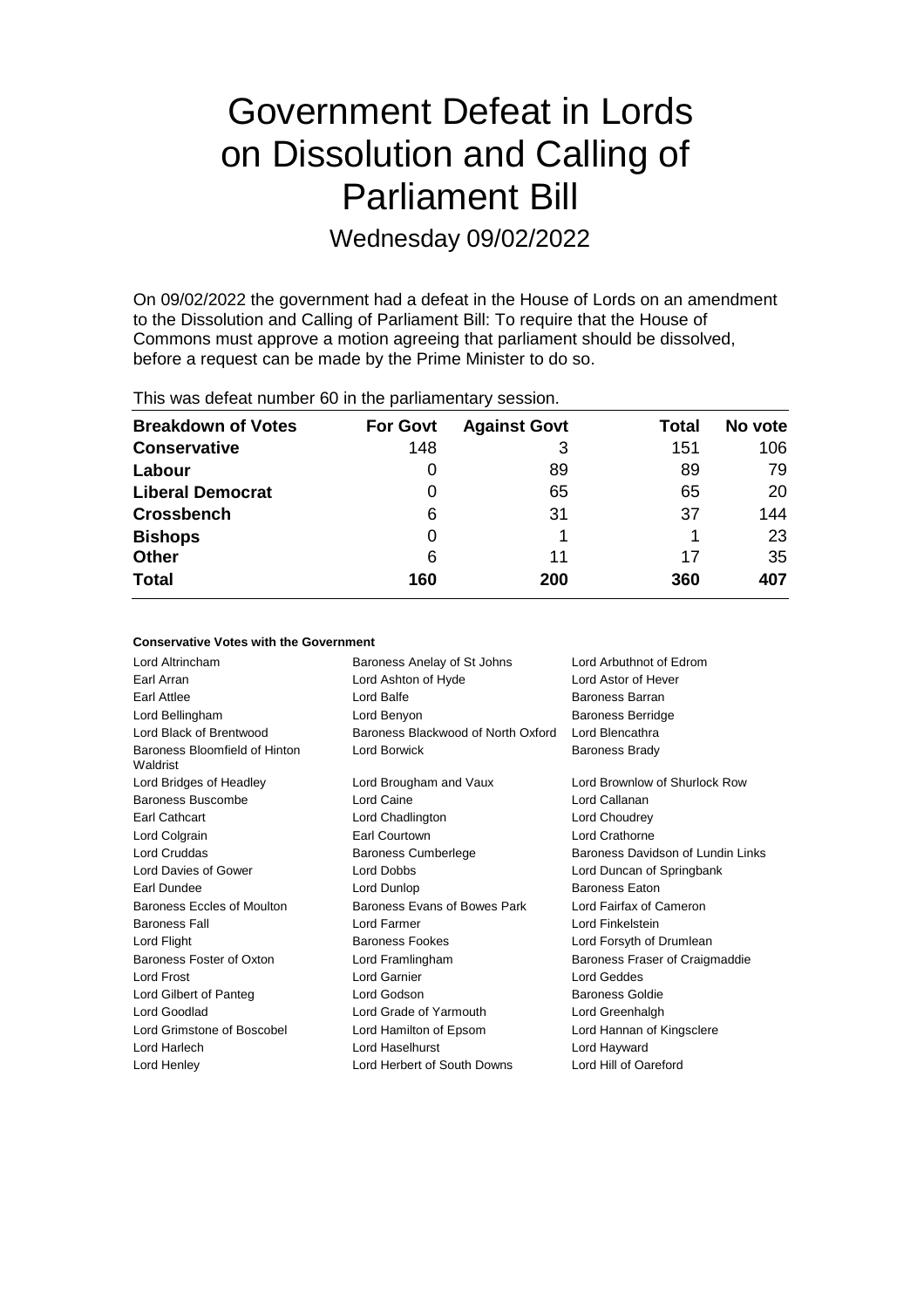# Government Defeat in Lords on Dissolution and Calling of Parliament Bill

## Wednesday 09/02/2022

On 09/02/2022 the government had a defeat in the House of Lords on an amendment to the Dissolution and Calling of Parliament Bill: To require that the House of Commons must approve a motion agreeing that parliament should be dissolved, before a request can be made by the Prime Minister to do so.

This was defeat number 60 in the parliamentary session.

| Breakdown of Votes | For Govt | Against Govt | Total | No vote |
|---|---|---|---|---|
| **Conservative** | 148 | 3 | 151 | 106 |
| **Labour** | 0 | 89 | 89 | 79 |
| **Liberal Democrat** | 0 | 65 | 65 | 20 |
| **Crossbench** | 6 | 31 | 37 | 144 |
| **Bishops** | 0 | 1 | 1 | 23 |
| **Other** | 6 | 11 | 17 | 35 |
| **Total** | 160 | 200 | 360 | 407 |

#### Conservative Votes with the Government

| | | |
|---|---|---|
| Lord Altrincham | Baroness Anelay of St Johns | Lord Arbuthnot of Edrom |
| Earl Arran | Lord Ashton of Hyde | Lord Astor of Hever |
| Earl Attlee | Lord Balfe | Baroness Barran |
| Lord Bellingham | Lord Benyon | Baroness Berridge |
| Lord Black of Brentwood | Baroness Blackwood of North Oxford | Lord Blencathra |
| Baroness Bloomfield of Hinton Waldrist | Lord Borwick | Baroness Brady |
| Lord Bridges of Headley | Lord Brougham and Vaux | Lord Brownlow of Shurlock Row |
| Baroness Buscombe | Lord Caine | Lord Callanan |
| Earl Cathcart | Lord Chadlington | Lord Choudrey |
| Lord Colgrain | Earl Courtown | Lord Crathorne |
| Lord Cruddas | Baroness Cumberlege | Baroness Davidson of Lundin Links |
| Lord Davies of Gower | Lord Dobbs | Lord Duncan of Springbank |
| Earl Dundee | Lord Dunlop | Baroness Eaton |
| Baroness Eccles of Moulton | Baroness Evans of Bowes Park | Lord Fairfax of Cameron |
| Baroness Fall | Lord Farmer | Lord Finkelstein |
| Lord Flight | Baroness Fookes | Lord Forsyth of Drumlean |
| Baroness Foster of Oxton | Lord Framlingham | Baroness Fraser of Craigmaddie |
| Lord Frost | Lord Garnier | Lord Geddes |
| Lord Gilbert of Panteg | Lord Godson | Baroness Goldie |
| Lord Goodlad | Lord Grade of Yarmouth | Lord Greenhalgh |
| Lord Grimstone of Boscobel | Lord Hamilton of Epsom | Lord Hannan of Kingsclere |
| Lord Harlech | Lord Haselhurst | Lord Hayward |
| Lord Henley | Lord Herbert of South Downs | Lord Hill of Oareford |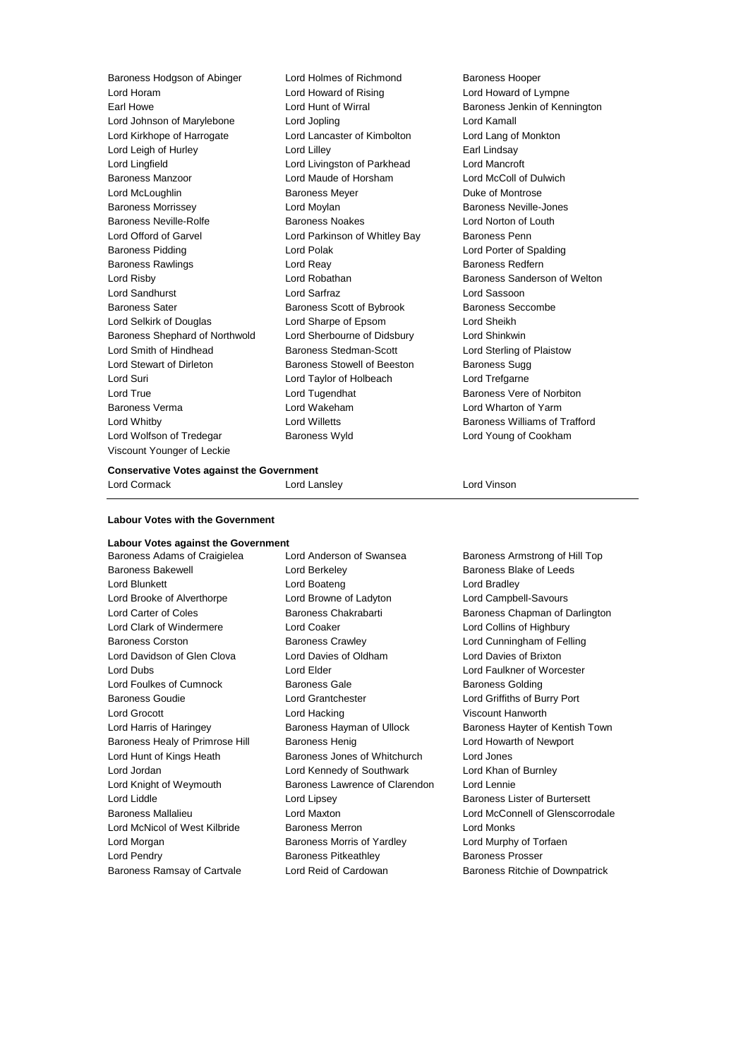Baroness Hodgson of Abinger
Lord Holmes of Richmond
Baroness Hooper
Lord Horam
Lord Howard of Rising
Lord Howard of Lympne
Earl Howe
Lord Hunt of Wirral
Baroness Jenkin of Kennington
Lord Johnson of Marylebone
Lord Jopling
Lord Kamall
Lord Kirkhope of Harrogate
Lord Lancaster of Kimbolton
Lord Lang of Monkton
Lord Leigh of Hurley
Lord Lilley
Earl Lindsay
Lord Lingfield
Lord Livingston of Parkhead
Lord Mancroft
Baroness Manzoor
Lord Maude of Horsham
Lord McColl of Dulwich
Lord McLoughlin
Baroness Meyer
Duke of Montrose
Baroness Morrissey
Lord Moylan
Baroness Neville-Jones
Baroness Neville-Rolfe
Baroness Noakes
Lord Norton of Louth
Lord Offord of Garvel
Lord Parkinson of Whitley Bay
Baroness Penn
Baroness Pidding
Lord Polak
Lord Porter of Spalding
Baroness Rawlings
Lord Reay
Baroness Redfern
Lord Risby
Lord Robathan
Baroness Sanderson of Welton
Lord Sandhurst
Lord Sarfraz
Lord Sassoon
Baroness Sater
Baroness Scott of Bybrook
Baroness Seccombe
Lord Selkirk of Douglas
Lord Sharpe of Epsom
Lord Sheikh
Baroness Shephard of Northwold
Lord Sherbourne of Didsbury
Lord Shinkwin
Lord Smith of Hindhead
Baroness Stedman-Scott
Lord Sterling of Plaistow
Lord Stewart of Dirleton
Baroness Stowell of Beeston
Baroness Sugg
Lord Suri
Lord Taylor of Holbeach
Lord Trefgarne
Lord True
Lord Tugendhat
Baroness Vere of Norbiton
Baroness Verma
Lord Wakeham
Lord Wharton of Yarm
Lord Whitby
Lord Willetts
Baroness Williams of Trafford
Lord Wolfson of Tredegar
Baroness Wyld
Lord Young of Cookham
Viscount Younger of Leckie

**Conservative Votes against the Government**

Lord Cormack
Lord Lansley
Lord Vinson

---

**Labour Votes with the Government**

**Labour Votes against the Government**

Baroness Adams of Craigielea
Lord Anderson of Swansea
Baroness Armstrong of Hill Top
Baroness Bakewell
Lord Berkeley
Baroness Blake of Leeds
Lord Blunkett
Lord Boateng
Lord Bradley
Lord Brooke of Alverthorpe
Lord Browne of Ladyton
Lord Campbell-Savours
Lord Carter of Coles
Baroness Chakrabarti
Baroness Chapman of Darlington
Lord Clark of Windermere
Lord Coaker
Lord Collins of Highbury
Baroness Corston
Baroness Crawley
Lord Cunningham of Felling
Lord Davidson of Glen Clova
Lord Davies of Oldham
Lord Davies of Brixton
Lord Dubs
Lord Elder
Lord Faulkner of Worcester
Lord Foulkes of Cumnock
Baroness Gale
Baroness Golding
Baroness Goudie
Lord Grantchester
Lord Griffiths of Burry Port
Lord Grocott
Lord Hacking
Viscount Hanworth
Lord Harris of Haringey
Baroness Hayman of Ullock
Baroness Hayter of Kentish Town
Baroness Healy of Primrose Hill
Baroness Henig
Lord Howarth of Newport
Lord Hunt of Kings Heath
Baroness Jones of Whitchurch
Lord Jones
Lord Jordan
Lord Kennedy of Southwark
Lord Khan of Burnley
Lord Knight of Weymouth
Baroness Lawrence of Clarendon
Lord Lennie
Lord Liddle
Lord Lipsey
Baroness Lister of Burtersett
Baroness Mallalieu
Lord Maxton
Lord McConnell of Glenscorrodale
Lord McNicol of West Kilbride
Baroness Merron
Lord Monks
Lord Morgan
Baroness Morris of Yardley
Lord Murphy of Torfaen
Lord Pendry
Baroness Pitkeathley
Baroness Prosser
Baroness Ramsay of Cartvale
Lord Reid of Cardowan
Baroness Ritchie of Downpatrick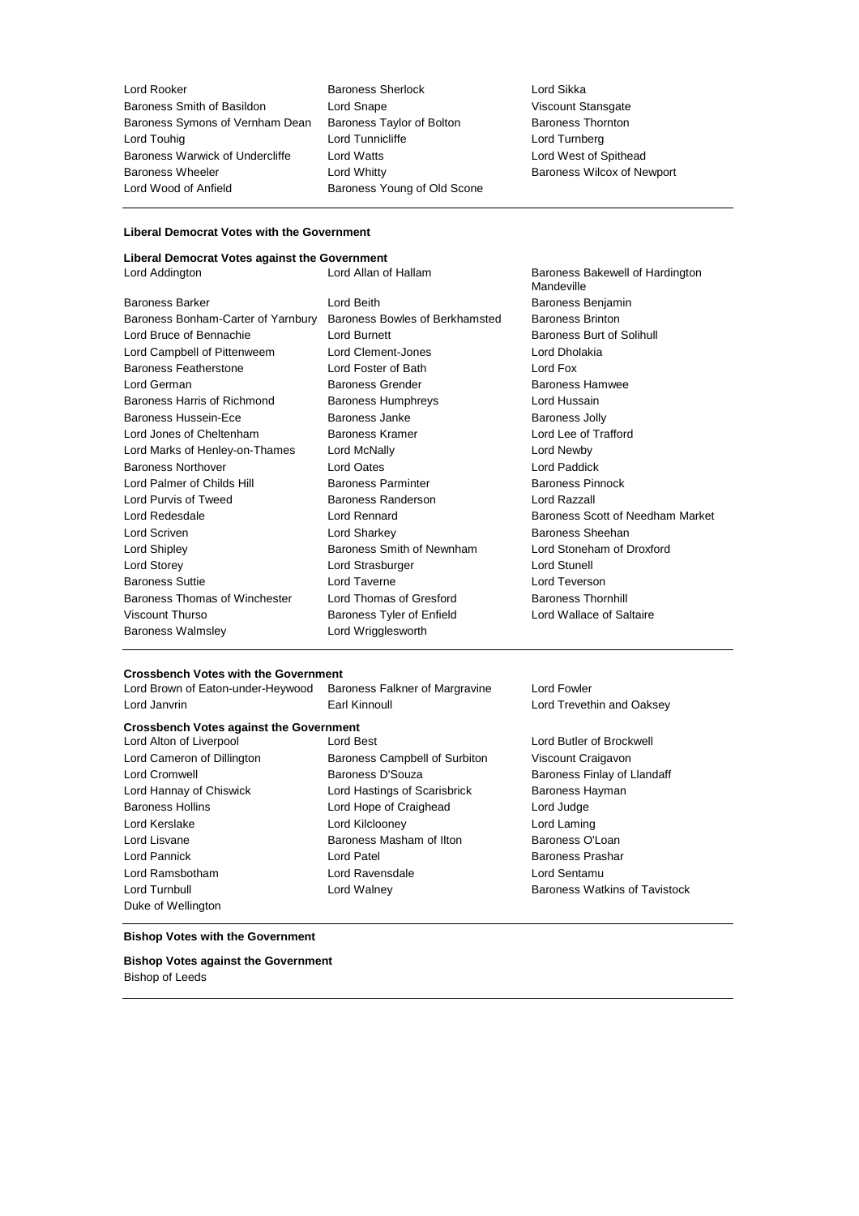Lord Rooker
Baroness Sherlock
Lord Sikka
Baroness Smith of Basildon
Lord Snape
Viscount Stansgate
Baroness Symons of Vernham Dean
Baroness Taylor of Bolton
Baroness Thornton
Lord Touhig
Lord Tunnicliffe
Lord Turnberg
Baroness Warwick of Undercliffe
Lord Watts
Lord West of Spithead
Baroness Wheeler
Lord Whitty
Baroness Wilcox of Newport
Lord Wood of Anfield
Baroness Young of Old Scone

---

**Liberal Democrat Votes with the Government**

---

**Liberal Democrat Votes against the Government**

Lord Addington
Lord Allan of Hallam
Baroness Bakewell of Hardington Mandeville
Baroness Barker
Lord Beith
Baroness Benjamin
Baroness Bonham-Carter of Yarnbury
Baroness Bowles of Berkhamsted
Baroness Brinton
Lord Bruce of Bennachie
Lord Burnett
Baroness Burt of Solihull
Lord Campbell of Pittenweem
Lord Clement-Jones
Lord Dholakia
Baroness Featherstone
Lord Foster of Bath
Lord Fox
Lord German
Baroness Grender
Baroness Hamwee
Baroness Harris of Richmond
Baroness Humphreys
Lord Hussain
Baroness Hussein-Ece
Baroness Janke
Baroness Jolly
Lord Jones of Cheltenham
Baroness Kramer
Lord Lee of Trafford
Lord Marks of Henley-on-Thames
Lord McNally
Lord Newby
Baroness Northover
Lord Oates
Lord Paddick
Lord Palmer of Childs Hill
Baroness Parminter
Baroness Pinnock
Lord Purvis of Tweed
Baroness Randerson
Lord Razzall
Lord Redesdale
Lord Rennard
Baroness Scott of Needham Market
Lord Scriven
Lord Sharkey
Baroness Sheehan
Lord Shipley
Baroness Smith of Newnham
Lord Stoneham of Droxford
Lord Storey
Lord Strasburger
Lord Stunell
Baroness Suttie
Lord Taverne
Lord Teverson
Baroness Thomas of Winchester
Lord Thomas of Gresford
Baroness Thornhill
Viscount Thurso
Baroness Tyler of Enfield
Lord Wallace of Saltaire
Baroness Walmsley
Lord Wrigglesworth

---

**Crossbench Votes with the Government**

Lord Brown of Eaton-under-Heywood
Baroness Falkner of Margravine
Lord Fowler
Lord Janvrin
Earl Kinnoull
Lord Trevethin and Oaksey

**Crossbench Votes against the Government**

Lord Alton of Liverpool
Lord Best
Lord Butler of Brockwell
Lord Cameron of Dillington
Baroness Campbell of Surbiton
Viscount Craigavon
Lord Cromwell
Baroness D'Souza
Baroness Finlay of Llandaff
Lord Hannay of Chiswick
Lord Hastings of Scarisbrick
Baroness Hayman
Baroness Hollins
Lord Hope of Craighead
Lord Judge
Lord Kerslake
Lord Kilclooney
Lord Laming
Lord Lisvane
Baroness Masham of Ilton
Baroness O'Loan
Lord Pannick
Lord Patel
Baroness Prashar
Lord Ramsbotham
Lord Ravensdale
Lord Sentamu
Lord Turnbull
Lord Walney
Baroness Watkins of Tavistock
Duke of Wellington

---

**Bishop Votes with the Government**

**Bishop Votes against the Government**

Bishop of Leeds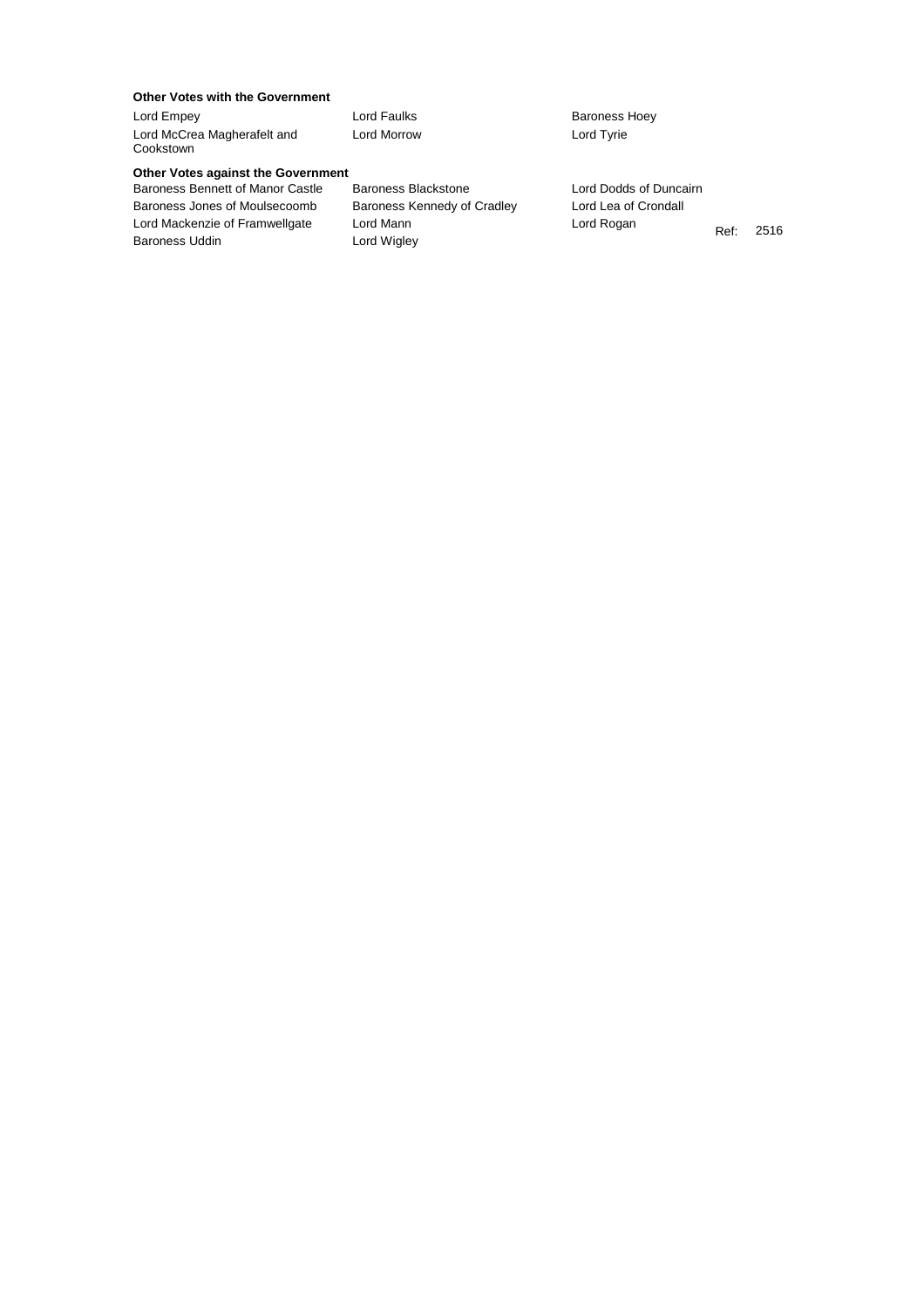**Other Votes with the Government**

| | | |
|---|---|---|
| Lord Empey | Lord Faulks | Baroness Hoey |
| Lord McCrea Magherafelt and Cookstown | Lord Morrow | Lord Tyrie |

**Other Votes against the Government**

| | | |
|---|---|---|
| Baroness Bennett of Manor Castle | Baroness Blackstone | Lord Dodds of Duncairn |
| Baroness Jones of Moulsecoomb | Baroness Kennedy of Cradley | Lord Lea of Crondall |
| Lord Mackenzie of Framwellgate | Lord Mann | Lord Rogan |
| Baroness Uddin | Lord Wigley | |

Ref: 2516